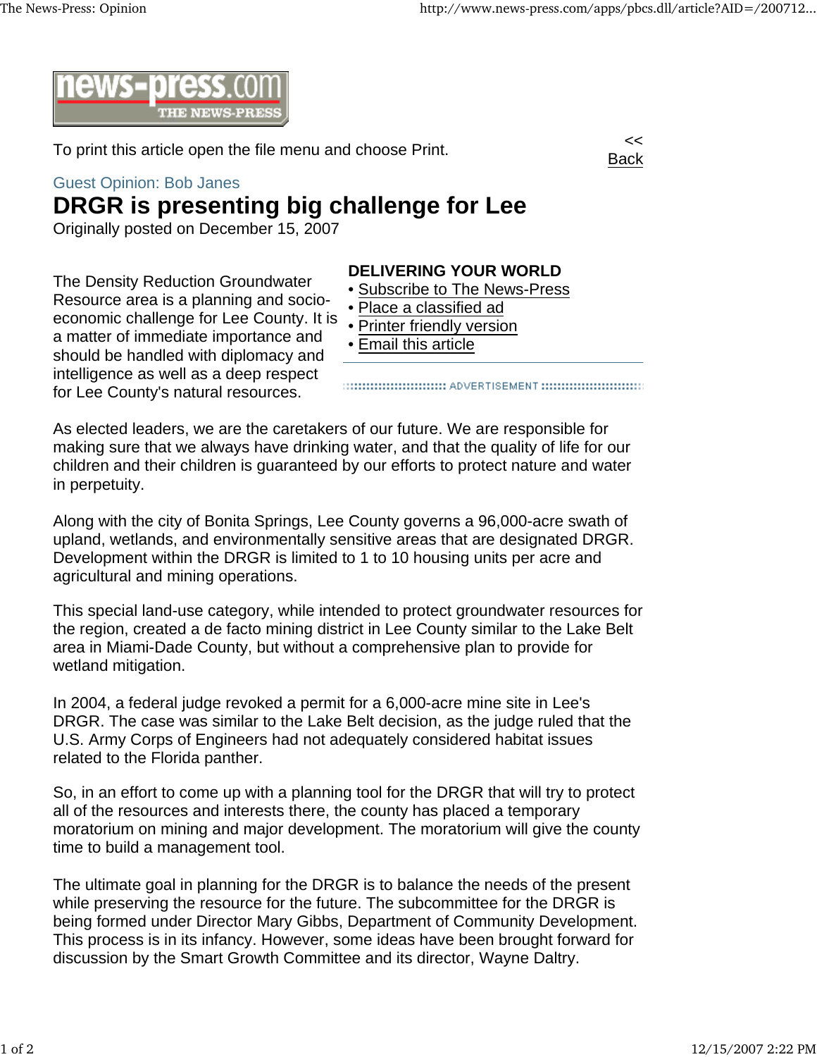To print this article open the file menu and choose Print.

<< Back

Guest Opinion: Bob Janes

# DRGR is presenting big challenge for Lee

Originally posted on December 15, 2007

The Density Reduction Groundwater Resource area is a planning and socio-economic challenge for Lee County. It is a matter of immediate importance and should be handled with diplomacy and intelligence as well as a deep respect for Lee County's natural resources.

**DELIVERING YOUR WORLD**

- Subscribe to The News-Press
- Place a classified ad
- Printer friendly version
- Email this article

As elected leaders, we are the caretakers of our future. We are responsible for making sure that we always have drinking water, and that the quality of life for our children and their children is guaranteed by our efforts to protect nature and water in perpetuity.

Along with the city of Bonita Springs, Lee County governs a 96,000-acre swath of upland, wetlands, and environmentally sensitive areas that are designated DRGR. Development within the DRGR is limited to 1 to 10 housing units per acre and agricultural and mining operations.

This special land-use category, while intended to protect groundwater resources for the region, created a de facto mining district in Lee County similar to the Lake Belt area in Miami-Dade County, but without a comprehensive plan to provide for wetland mitigation.

In 2004, a federal judge revoked a permit for a 6,000-acre mine site in Lee's DRGR. The case was similar to the Lake Belt decision, as the judge ruled that the U.S. Army Corps of Engineers had not adequately considered habitat issues related to the Florida panther.

So, in an effort to come up with a planning tool for the DRGR that will try to protect all of the resources and interests there, the county has placed a temporary moratorium on mining and major development. The moratorium will give the county time to build a management tool.

The ultimate goal in planning for the DRGR is to balance the needs of the present while preserving the resource for the future. The subcommittee for the DRGR is being formed under Director Mary Gibbs, Department of Community Development. This process is in its infancy. However, some ideas have been brought forward for discussion by the Smart Growth Committee and its director, Wayne Daltry.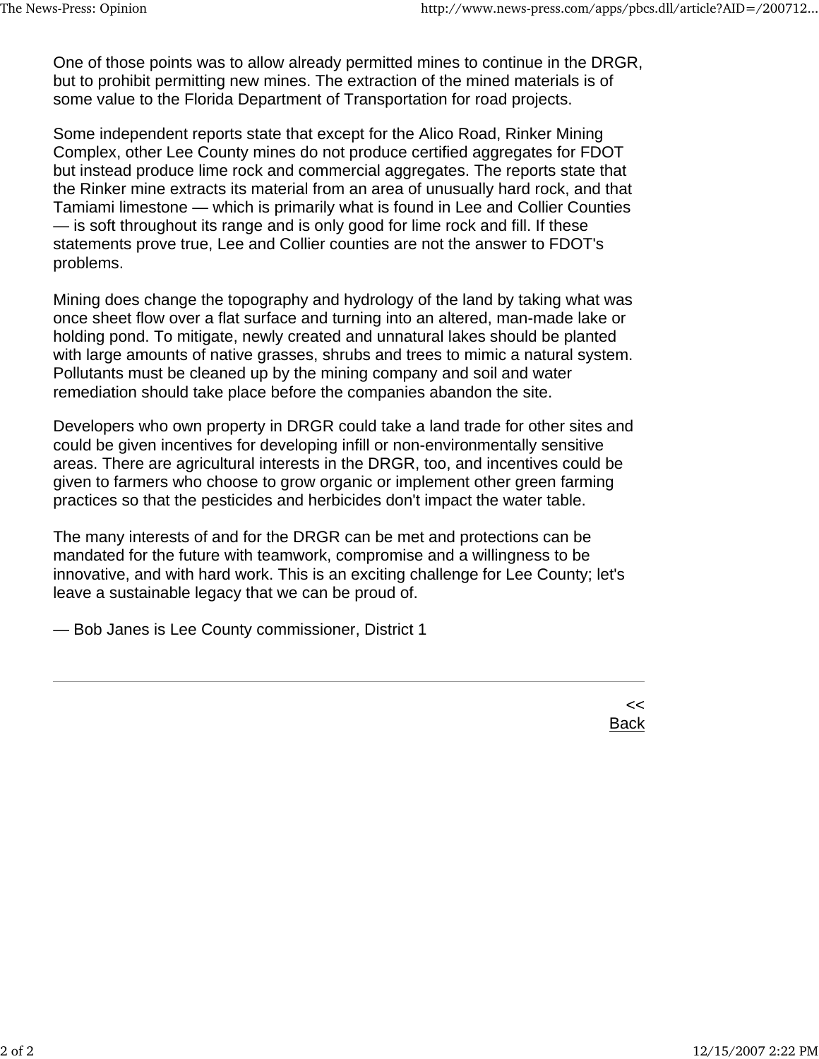One of those points was to allow already permitted mines to continue in the DRGR, but to prohibit permitting new mines. The extraction of the mined materials is of some value to the Florida Department of Transportation for road projects.

Some independent reports state that except for the Alico Road, Rinker Mining Complex, other Lee County mines do not produce certified aggregates for FDOT but instead produce lime rock and commercial aggregates. The reports state that the Rinker mine extracts its material from an area of unusually hard rock, and that Tamiami limestone — which is primarily what is found in Lee and Collier Counties — is soft throughout its range and is only good for lime rock and fill. If these statements prove true, Lee and Collier counties are not the answer to FDOT's problems.

Mining does change the topography and hydrology of the land by taking what was once sheet flow over a flat surface and turning into an altered, man-made lake or holding pond. To mitigate, newly created and unnatural lakes should be planted with large amounts of native grasses, shrubs and trees to mimic a natural system. Pollutants must be cleaned up by the mining company and soil and water remediation should take place before the companies abandon the site.

Developers who own property in DRGR could take a land trade for other sites and could be given incentives for developing infill or non-environmentally sensitive areas. There are agricultural interests in the DRGR, too, and incentives could be given to farmers who choose to grow organic or implement other green farming practices so that the pesticides and herbicides don't impact the water table.

The many interests of and for the DRGR can be met and protections can be mandated for the future with teamwork, compromise and a willingness to be innovative, and with hard work. This is an exciting challenge for Lee County; let's leave a sustainable legacy that we can be proud of.

— Bob Janes is Lee County commissioner, District 1

---

<< Back